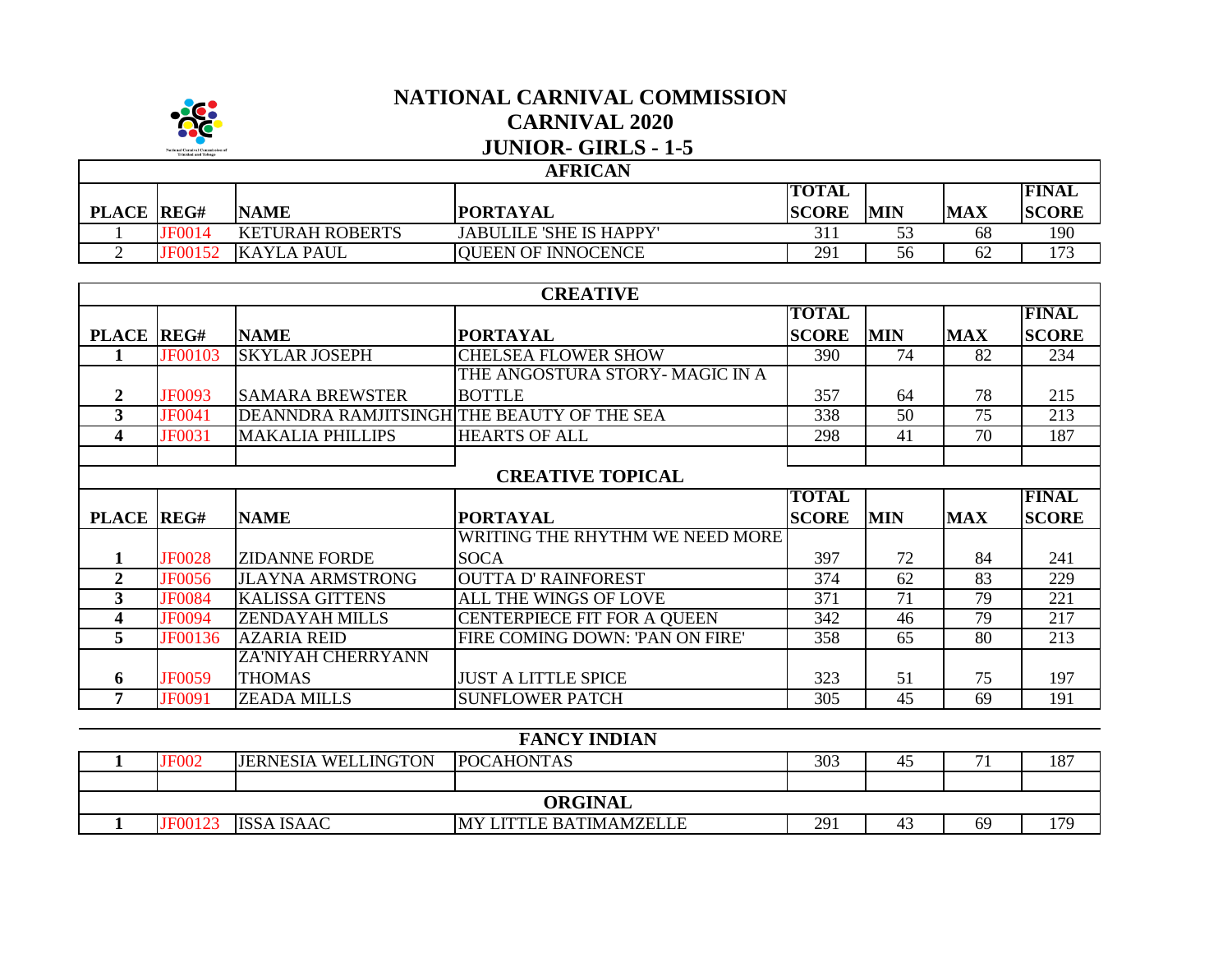# NATIONAL CARNIVAL COMMISSION

## CARNIVAL 2020

## JUNIOR- GIRLS - 1-5

### AFRICAN

| PLACE | REG# | NAME | PORTAYAL | TOTAL SCORE | MIN | MAX | FINAL SCORE |
|---|---|---|---|---|---|---|---|
| 1 | JF0014 | KETURAH ROBERTS | JABULILE 'SHE IS HAPPY' | 311 | 53 | 68 | 190 |
| 2 | JF00152 | KAYLA PAUL | QUEEN OF INNOCENCE | 291 | 56 | 62 | 173 |

### CREATIVE

| PLACE | REG# | NAME | PORTAYAL | TOTAL SCORE | MIN | MAX | FINAL SCORE |
|---|---|---|---|---|---|---|---|
| 1 | JF00103 | SKYLAR JOSEPH | CHELSEA FLOWER SHOW | 390 | 74 | 82 | 234 |
| 2 | JF0093 | SAMARA BREWSTER | THE ANGOSTURA STORY- MAGIC IN A BOTTLE | 357 | 64 | 78 | 215 |
| 3 | JF0041 | DEANNDRA RAMJITSINGH | THE BEAUTY OF THE SEA | 338 | 50 | 75 | 213 |
| 4 | JF0031 | MAKALIA PHILLIPS | HEARTS OF ALL | 298 | 41 | 70 | 187 |

### CREATIVE TOPICAL

| PLACE | REG# | NAME | PORTAYAL | TOTAL SCORE | MIN | MAX | FINAL SCORE |
|---|---|---|---|---|---|---|---|
| 1 | JF0028 | ZIDANNE FORDE | WRITING THE RHYTHM WE NEED MORE SOCA | 397 | 72 | 84 | 241 |
| 2 | JF0056 | JLAYNA ARMSTRONG | OUTTA D' RAINFOREST | 374 | 62 | 83 | 229 |
| 3 | JF0084 | KALISSA GITTENS | ALL THE WINGS OF LOVE | 371 | 71 | 79 | 221 |
| 4 | JF0094 | ZENDAYAH MILLS | CENTERPIECE FIT FOR A QUEEN | 342 | 46 | 79 | 217 |
| 5 | JF00136 | AZARIA REID | FIRE COMING DOWN: 'PAN ON FIRE' | 358 | 65 | 80 | 213 |
| 6 | JF0059 | ZA'NIYAH CHERRYANN THOMAS | JUST A LITTLE SPICE | 323 | 51 | 75 | 197 |
| 7 | JF0091 | ZEADA MILLS | SUNFLOWER PATCH | 305 | 45 | 69 | 191 |

### FANCY INDIAN

| PLACE | REG# | NAME | PORTAYAL | TOTAL SCORE | MIN | MAX | FINAL SCORE |
|---|---|---|---|---|---|---|---|
| 1 | JF002 | JERNESIA WELLINGTON | POCAHONTAS | 303 | 45 | 71 | 187 |

### ORGINAL

| PLACE | REG# | NAME | PORTAYAL | TOTAL SCORE | MIN | MAX | FINAL SCORE |
|---|---|---|---|---|---|---|---|
| 1 | JF00123 | ISSA ISAAC | MY LITTLE BATIMAMZELLE | 291 | 43 | 69 | 179 |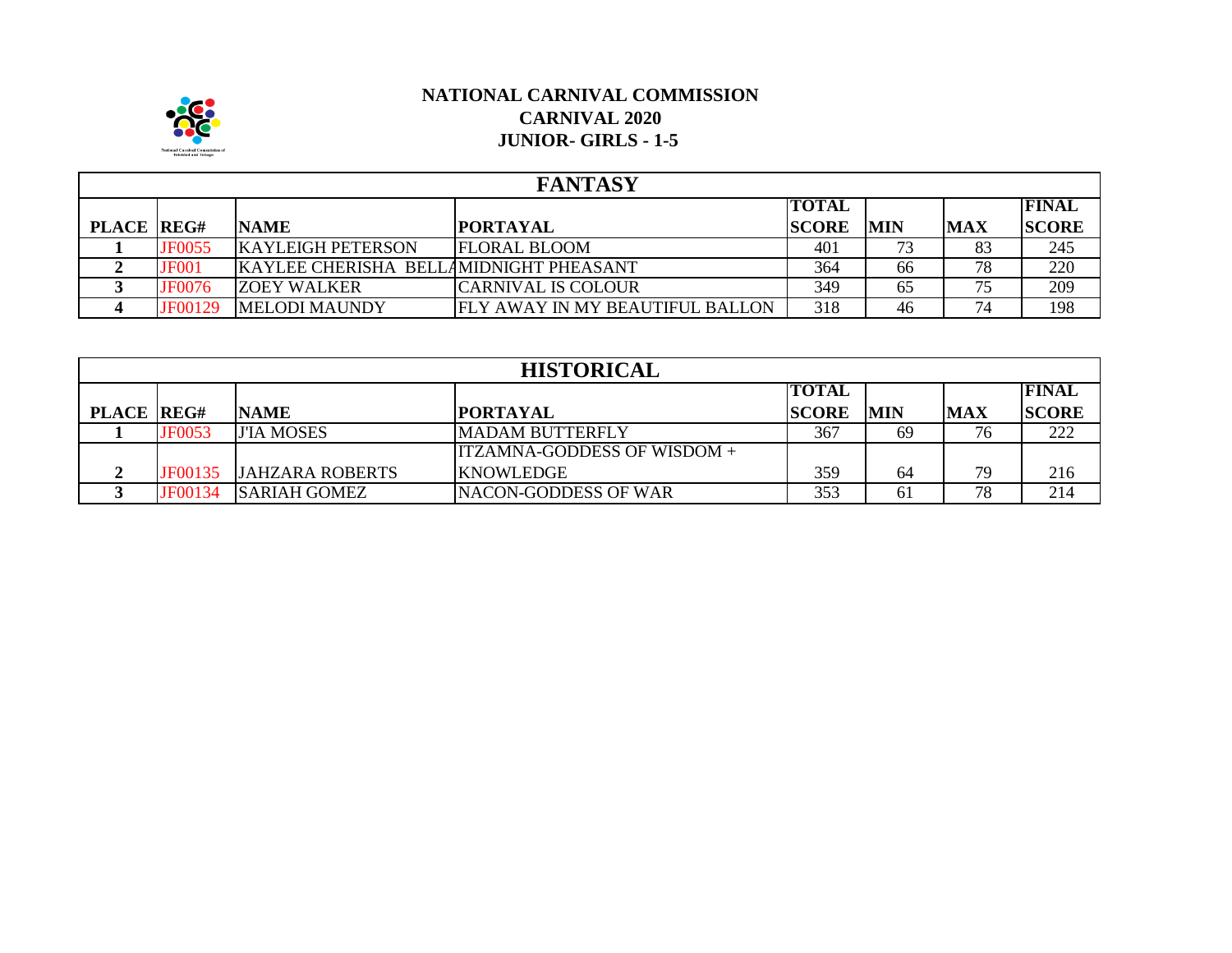**NATIONAL CARNIVAL COMMISSION**
**CARNIVAL 2020**
**JUNIOR- GIRLS - 1-5**

## FANTASY

| PLACE | REG# | NAME | PORTAYAL | TOTAL SCORE | MIN | MAX | FINAL SCORE |
|---|---|---|---|---|---|---|---|
| 1 | JF0055 | KAYLEIGH PETERSON | FLORAL BLOOM | 401 | 73 | 83 | 245 |
| 2 | JF001 | KAYLEE CHERISHA BELLA | MIDNIGHT PHEASANT | 364 | 66 | 78 | 220 |
| 3 | JF0076 | ZOEY WALKER | CARNIVAL IS COLOUR | 349 | 65 | 75 | 209 |
| 4 | JF00129 | MELODI MAUNDY | FLY AWAY IN MY BEAUTIFUL BALLON | 318 | 46 | 74 | 198 |

## HISTORICAL

| PLACE | REG# | NAME | PORTAYAL | TOTAL SCORE | MIN | MAX | FINAL SCORE |
|---|---|---|---|---|---|---|---|
| 1 | JF0053 | J'IA MOSES | MADAM BUTTERFLY | 367 | 69 | 76 | 222 |
| 2 | JF00135 | JAHZARA ROBERTS | ITZAMNA-GODDESS OF WISDOM + KNOWLEDGE | 359 | 64 | 79 | 216 |
| 3 | JF00134 | SARIAH GOMEZ | NACON-GODDESS OF WAR | 353 | 61 | 78 | 214 |